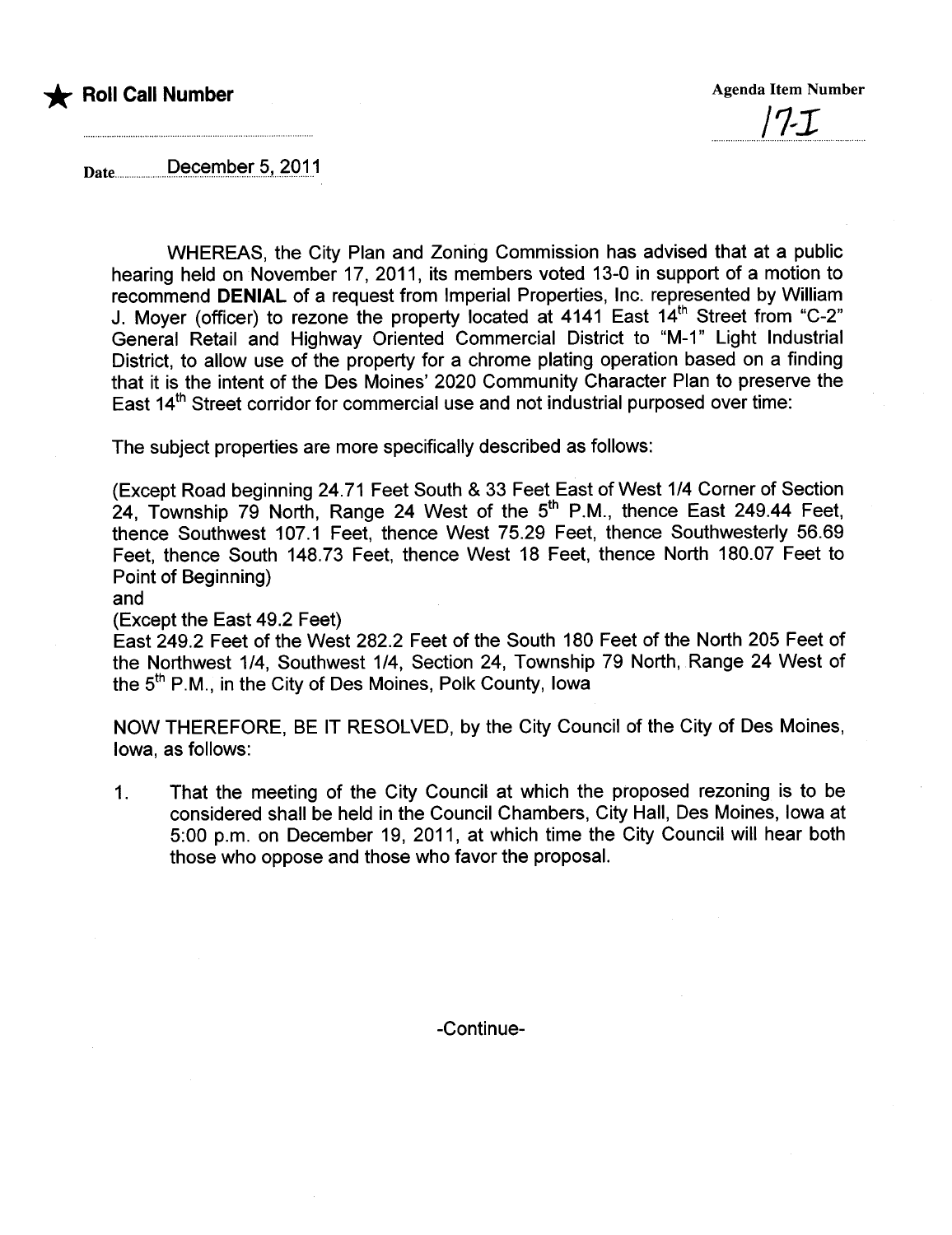★ **Roll Call Number**

**Agenda Item Number**

17-I

Date December 5, 2011

WHEREAS, the City Plan and Zoning Commission has advised that at a public hearing held on November 17, 2011, its members voted 13-0 in support of a motion to recommend **DENIAL** of a request from Imperial Properties, Inc. represented by William J. Moyer (officer) to rezone the property located at 4141 East 14th Street from "C-2" General Retail and Highway Oriented Commercial District to "M-1" Light Industrial District, to allow use of the property for a chrome plating operation based on a finding that it is the intent of the Des Moines' 2020 Community Character Plan to preserve the East 14th Street corridor for commercial use and not industrial purposed over time:

The subject properties are more specifically described as follows:

(Except Road beginning 24.71 Feet South & 33 Feet East of West 1/4 Corner of Section 24, Township 79 North, Range 24 West of the 5th P.M., thence East 249.44 Feet, thence Southwest 107.1 Feet, thence West 75.29 Feet, thence Southwesterly 56.69 Feet, thence South 148.73 Feet, thence West 18 Feet, thence North 180.07 Feet to Point of Beginning)
and
(Except the East 49.2 Feet)
East 249.2 Feet of the West 282.2 Feet of the South 180 Feet of the North 205 Feet of the Northwest 1/4, Southwest 1/4, Section 24, Township 79 North, Range 24 West of the 5th P.M., in the City of Des Moines, Polk County, Iowa

NOW THEREFORE, BE IT RESOLVED, by the City Council of the City of Des Moines, Iowa, as follows:

1. That the meeting of the City Council at which the proposed rezoning is to be considered shall be held in the Council Chambers, City Hall, Des Moines, Iowa at 5:00 p.m. on December 19, 2011, at which time the City Council will hear both those who oppose and those who favor the proposal.

-Continue-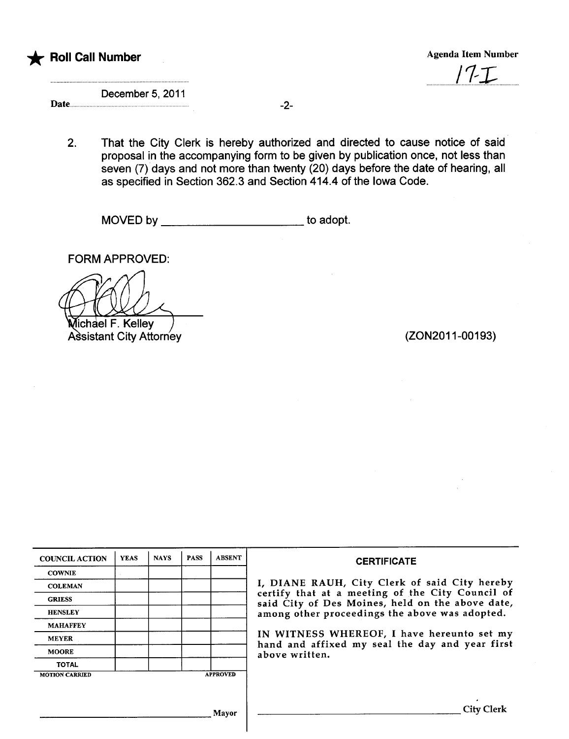★ **Roll Call Number**

Date December 5, 2011

**Agenda Item Number**

17-I

2. That the City Clerk is hereby authorized and directed to cause notice of said proposal in the accompanying form to be given by publication once, not less than seven (7) days and not more than twenty (20) days before the date of hearing, all as specified in Section 362.3 and Section 414.4 of the Iowa Code.

MOVED by ______________________ to adopt.

FORM APPROVED:

Michael F. Kelley
Assistant City Attorney

(ZON2011-00193)

| COUNCIL ACTION | YEAS | NAYS | PASS | ABSENT |
|---|---|---|---|---|
| COWNIE | | | | |
| COLEMAN | | | | |
| GRIESS | | | | |
| HENSLEY | | | | |
| MAHAFFEY | | | | |
| MEYER | | | | |
| MOORE | | | | |
| TOTAL | | | | |

MOTION CARRIED APPROVED

______________________________ Mayor

**CERTIFICATE**

I, DIANE RAUH, City Clerk of said City hereby certify that at a meeting of the City Council of said City of Des Moines, held on the above date, among other proceedings the above was adopted.

IN WITNESS WHEREOF, I have hereunto set my hand and affixed my seal the day and year first above written.

______________________________ City Clerk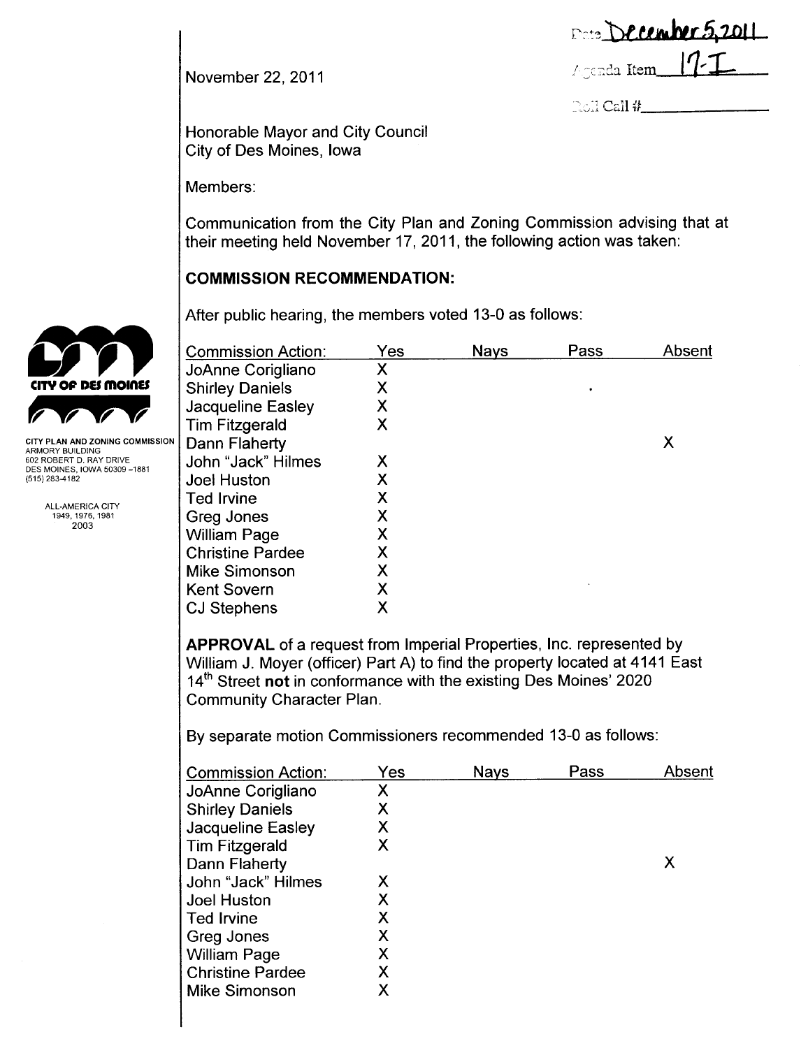Date December 5, 2011

Agenda Item 17-I

Roll Call #\_\_\_\_\_\_\_\_\_\_

November 22, 2011

CITY PLAN AND ZONING COMMISSION
ARMORY BUILDING
602 ROBERT D. RAY DRIVE
DES MOINES, IOWA 50309 -1881
(515) 283-4182

ALL-AMERICA CITY
1949, 1976, 1981
2003

Honorable Mayor and City Council
City of Des Moines, Iowa

Members:

Communication from the City Plan and Zoning Commission advising that at their meeting held November 17, 2011, the following action was taken:

**COMMISSION RECOMMENDATION:**

After public hearing, the members voted 13-0 as follows:

| Commission Action: | Yes | Nays | Pass | Absent |
|---|---|---|---|---|
| JoAnne Corigliano | X | | | |
| Shirley Daniels | X | | | |
| Jacqueline Easley | X | | | |
| Tim Fitzgerald | X | | | |
| Dann Flaherty | | | | X |
| John "Jack" Hilmes | X | | | |
| Joel Huston | X | | | |
| Ted Irvine | X | | | |
| Greg Jones | X | | | |
| William Page | X | | | |
| Christine Pardee | X | | | |
| Mike Simonson | X | | | |
| Kent Sovern | X | | | |
| CJ Stephens | X | | | |

**APPROVAL** of a request from Imperial Properties, Inc. represented by William J. Moyer (officer) Part A) to find the property located at 4141 East 14th Street **not** in conformance with the existing Des Moines' 2020 Community Character Plan.

By separate motion Commissioners recommended 13-0 as follows:

| Commission Action: | Yes | Nays | Pass | Absent |
|---|---|---|---|---|
| JoAnne Corigliano | X | | | |
| Shirley Daniels | X | | | |
| Jacqueline Easley | X | | | |
| Tim Fitzgerald | X | | | |
| Dann Flaherty | | | | X |
| John "Jack" Hilmes | X | | | |
| Joel Huston | X | | | |
| Ted Irvine | X | | | |
| Greg Jones | X | | | |
| William Page | X | | | |
| Christine Pardee | X | | | |
| Mike Simonson | X | | | |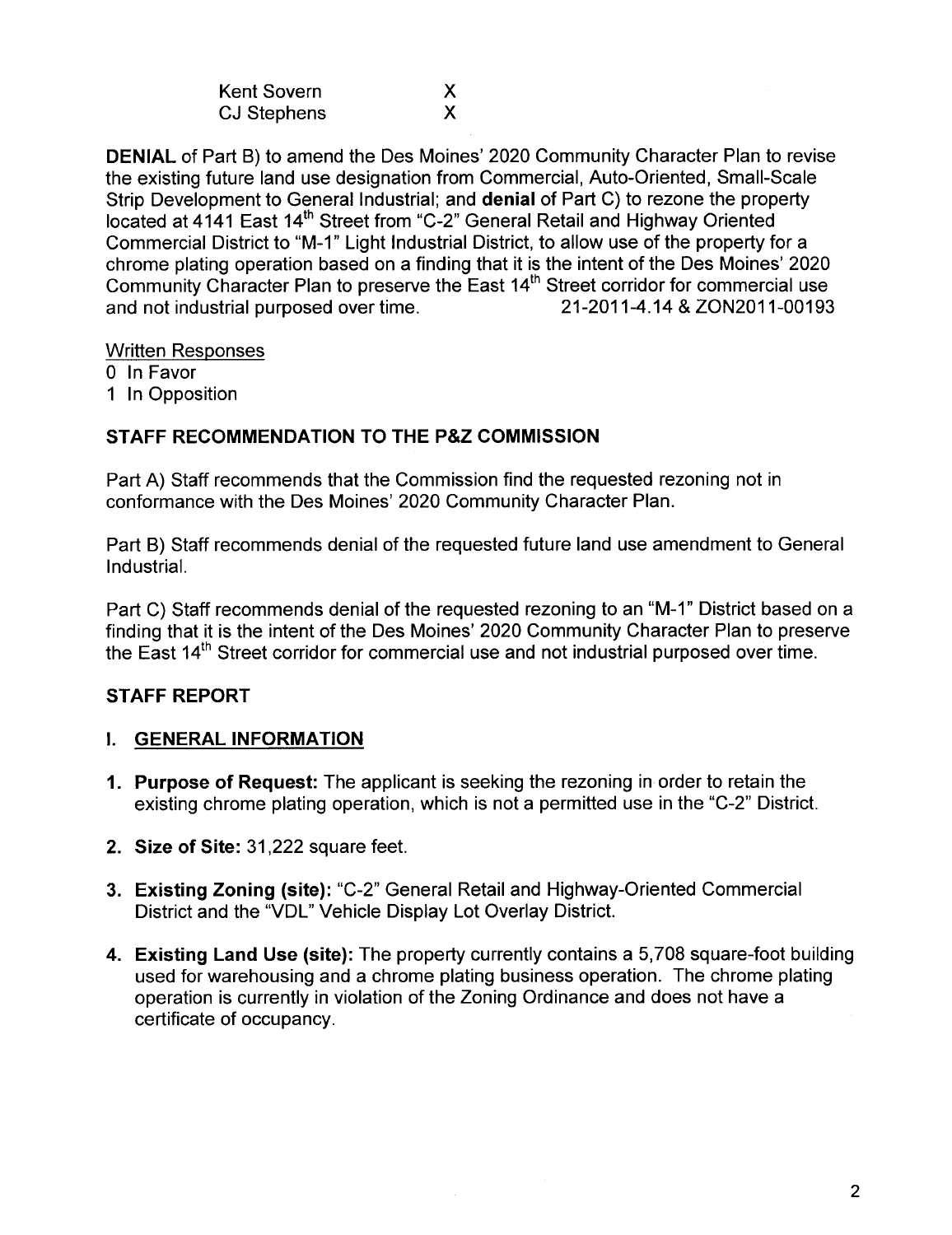| | |
|---|---|
| Kent Sovern | X |
| CJ Stephens | X |

**DENIAL** of Part B) to amend the Des Moines' 2020 Community Character Plan to revise the existing future land use designation from Commercial, Auto-Oriented, Small-Scale Strip Development to General Industrial; and **denial** of Part C) to rezone the property located at 4141 East 14th Street from "C-2" General Retail and Highway Oriented Commercial District to "M-1" Light Industrial District, to allow use of the property for a chrome plating operation based on a finding that it is the intent of the Des Moines' 2020 Community Character Plan to preserve the East 14th Street corridor for commercial use and not industrial purposed over time. 21-2011-4.14 & ZON2011-00193

Written Responses
0 In Favor
1 In Opposition

## STAFF RECOMMENDATION TO THE P&Z COMMISSION

Part A) Staff recommends that the Commission find the requested rezoning not in conformance with the Des Moines' 2020 Community Character Plan.

Part B) Staff recommends denial of the requested future land use amendment to General Industrial.

Part C) Staff recommends denial of the requested rezoning to an "M-1" District based on a finding that it is the intent of the Des Moines' 2020 Community Character Plan to preserve the East 14th Street corridor for commercial use and not industrial purposed over time.

## STAFF REPORT

### I. GENERAL INFORMATION

1. **Purpose of Request:** The applicant is seeking the rezoning in order to retain the existing chrome plating operation, which is not a permitted use in the "C-2" District.

2. **Size of Site:** 31,222 square feet.

3. **Existing Zoning (site):** "C-2" General Retail and Highway-Oriented Commercial District and the "VDL" Vehicle Display Lot Overlay District.

4. **Existing Land Use (site):** The property currently contains a 5,708 square-foot building used for warehousing and a chrome plating business operation. The chrome plating operation is currently in violation of the Zoning Ordinance and does not have a certificate of occupancy.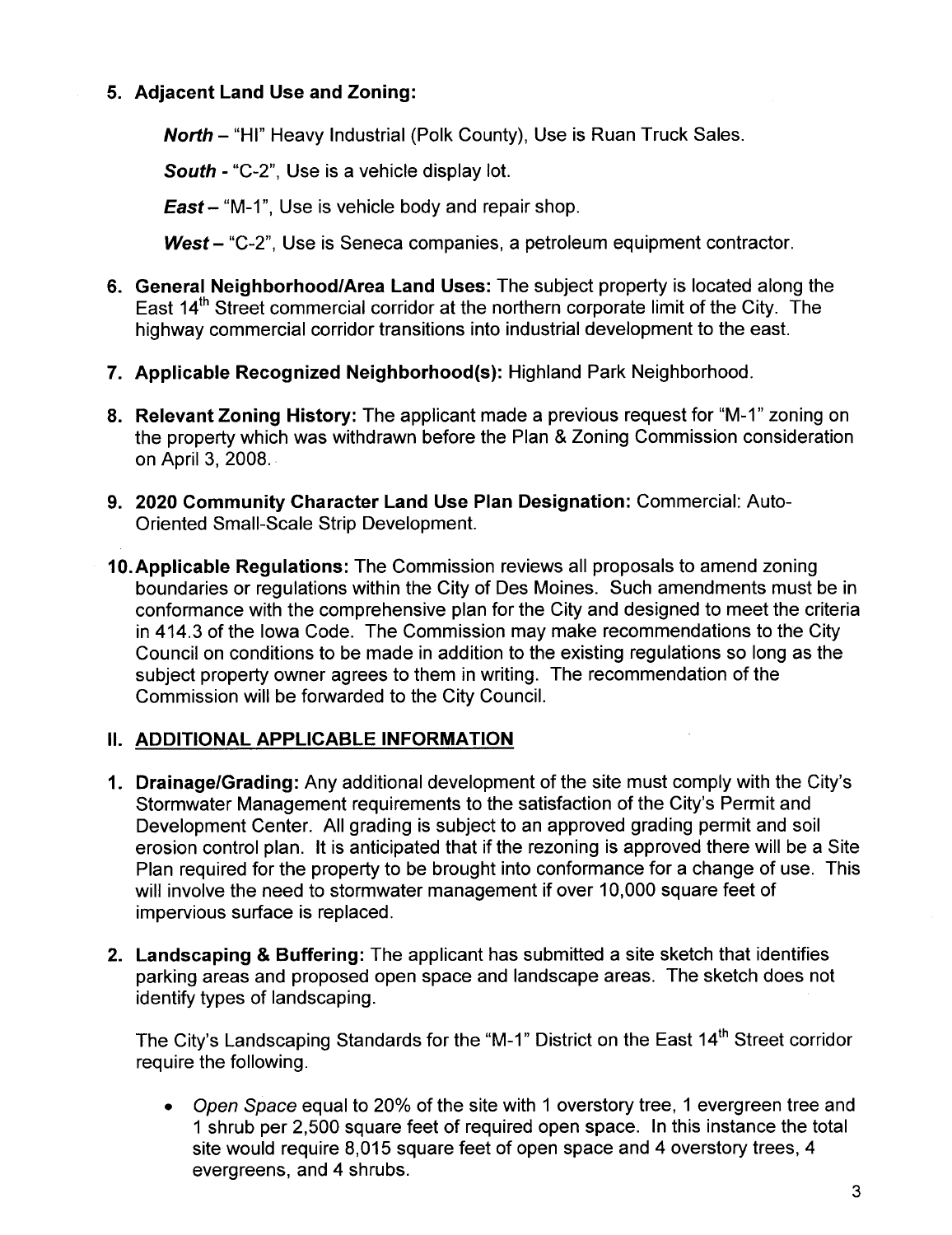5. **Adjacent Land Use and Zoning:**

   ***North*** – "HI" Heavy Industrial (Polk County), Use is Ruan Truck Sales.

   ***South*** - "C-2", Use is a vehicle display lot.

   ***East*** – "M-1", Use is vehicle body and repair shop.

   ***West*** – "C-2", Use is Seneca companies, a petroleum equipment contractor.

6. **General Neighborhood/Area Land Uses:** The subject property is located along the East 14th Street commercial corridor at the northern corporate limit of the City. The highway commercial corridor transitions into industrial development to the east.

7. **Applicable Recognized Neighborhood(s):** Highland Park Neighborhood.

8. **Relevant Zoning History:** The applicant made a previous request for "M-1" zoning on the property which was withdrawn before the Plan & Zoning Commission consideration on April 3, 2008.

9. **2020 Community Character Land Use Plan Designation:** Commercial: Auto-Oriented Small-Scale Strip Development.

10. **Applicable Regulations:** The Commission reviews all proposals to amend zoning boundaries or regulations within the City of Des Moines. Such amendments must be in conformance with the comprehensive plan for the City and designed to meet the criteria in 414.3 of the Iowa Code. The Commission may make recommendations to the City Council on conditions to be made in addition to the existing regulations so long as the subject property owner agrees to them in writing. The recommendation of the Commission will be forwarded to the City Council.

## II. ADDITIONAL APPLICABLE INFORMATION

1. **Drainage/Grading:** Any additional development of the site must comply with the City's Stormwater Management requirements to the satisfaction of the City's Permit and Development Center. All grading is subject to an approved grading permit and soil erosion control plan. It is anticipated that if the rezoning is approved there will be a Site Plan required for the property to be brought into conformance for a change of use. This will involve the need to stormwater management if over 10,000 square feet of impervious surface is replaced.

2. **Landscaping & Buffering:** The applicant has submitted a site sketch that identifies parking areas and proposed open space and landscape areas. The sketch does not identify types of landscaping.

   The City's Landscaping Standards for the "M-1" District on the East 14th Street corridor require the following.

   - *Open Space* equal to 20% of the site with 1 overstory tree, 1 evergreen tree and 1 shrub per 2,500 square feet of required open space. In this instance the total site would require 8,015 square feet of open space and 4 overstory trees, 4 evergreens, and 4 shrubs.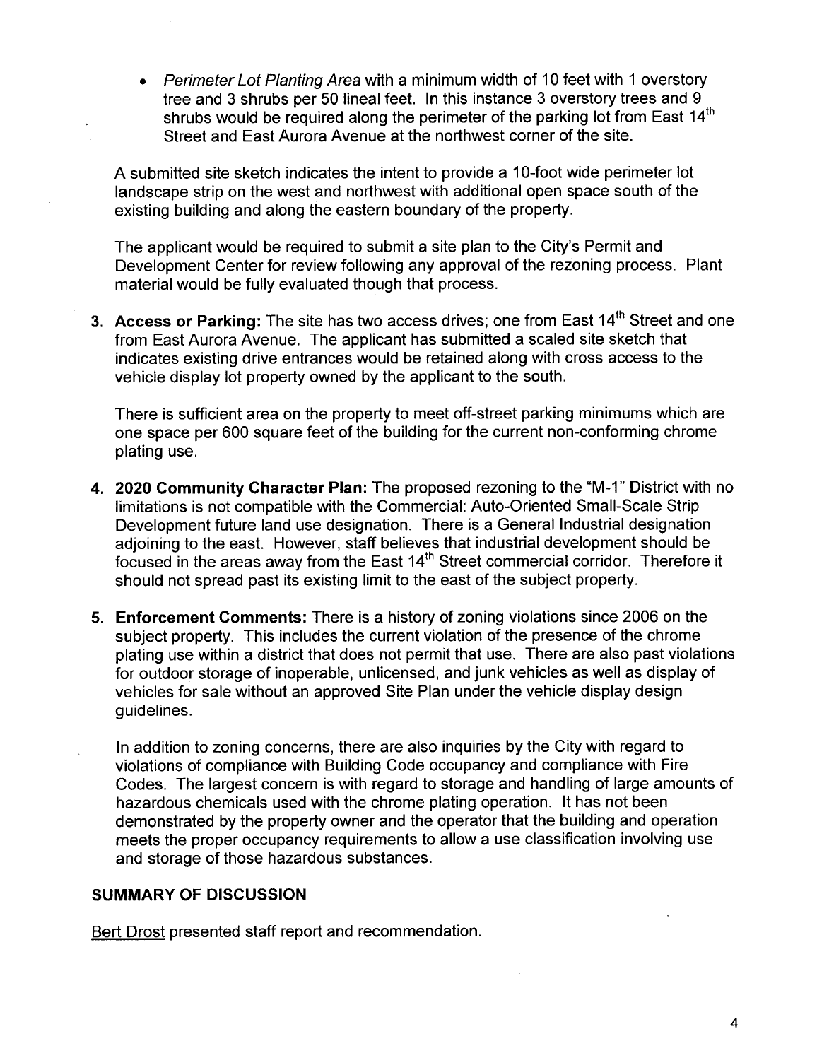- *Perimeter Lot Planting Area* with a minimum width of 10 feet with 1 overstory tree and 3 shrubs per 50 lineal feet. In this instance 3 overstory trees and 9 shrubs would be required along the perimeter of the parking lot from East 14th Street and East Aurora Avenue at the northwest corner of the site.

A submitted site sketch indicates the intent to provide a 10-foot wide perimeter lot landscape strip on the west and northwest with additional open space south of the existing building and along the eastern boundary of the property.

The applicant would be required to submit a site plan to the City's Permit and Development Center for review following any approval of the rezoning process. Plant material would be fully evaluated though that process.

3. **Access or Parking:** The site has two access drives; one from East 14th Street and one from East Aurora Avenue. The applicant has submitted a scaled site sketch that indicates existing drive entrances would be retained along with cross access to the vehicle display lot property owned by the applicant to the south.

   There is sufficient area on the property to meet off-street parking minimums which are one space per 600 square feet of the building for the current non-conforming chrome plating use.

4. **2020 Community Character Plan:** The proposed rezoning to the "M-1" District with no limitations is not compatible with the Commercial: Auto-Oriented Small-Scale Strip Development future land use designation. There is a General Industrial designation adjoining to the east. However, staff believes that industrial development should be focused in the areas away from the East 14th Street commercial corridor. Therefore it should not spread past its existing limit to the east of the subject property.

5. **Enforcement Comments:** There is a history of zoning violations since 2006 on the subject property. This includes the current violation of the presence of the chrome plating use within a district that does not permit that use. There are also past violations for outdoor storage of inoperable, unlicensed, and junk vehicles as well as display of vehicles for sale without an approved Site Plan under the vehicle display design guidelines.

   In addition to zoning concerns, there are also inquiries by the City with regard to violations of compliance with Building Code occupancy and compliance with Fire Codes. The largest concern is with regard to storage and handling of large amounts of hazardous chemicals used with the chrome plating operation. It has not been demonstrated by the property owner and the operator that the building and operation meets the proper occupancy requirements to allow a use classification involving use and storage of those hazardous substances.

## SUMMARY OF DISCUSSION

Bert Drost presented staff report and recommendation.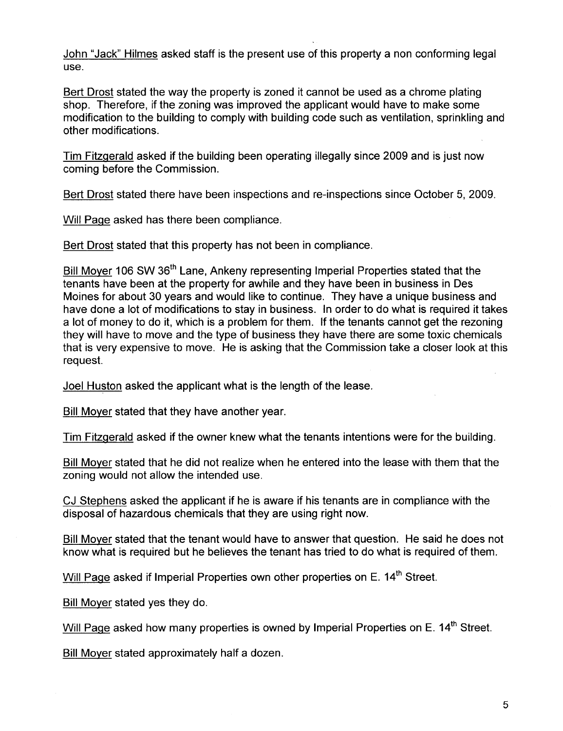John "Jack" Hilmes asked staff is the present use of this property a non conforming legal use.

Bert Drost stated the way the property is zoned it cannot be used as a chrome plating shop. Therefore, if the zoning was improved the applicant would have to make some modification to the building to comply with building code such as ventilation, sprinkling and other modifications.

Tim Fitzgerald asked if the building been operating illegally since 2009 and is just now coming before the Commission.

Bert Drost stated there have been inspections and re-inspections since October 5, 2009.

Will Page asked has there been compliance.

Bert Drost stated that this property has not been in compliance.

Bill Moyer 106 SW 36th Lane, Ankeny representing Imperial Properties stated that the tenants have been at the property for awhile and they have been in business in Des Moines for about 30 years and would like to continue. They have a unique business and have done a lot of modifications to stay in business. In order to do what is required it takes a lot of money to do it, which is a problem for them. If the tenants cannot get the rezoning they will have to move and the type of business they have there are some toxic chemicals that is very expensive to move. He is asking that the Commission take a closer look at this request.

Joel Huston asked the applicant what is the length of the lease.

Bill Moyer stated that they have another year.

Tim Fitzgerald asked if the owner knew what the tenants intentions were for the building.

Bill Moyer stated that he did not realize when he entered into the lease with them that the zoning would not allow the intended use.

CJ Stephens asked the applicant if he is aware if his tenants are in compliance with the disposal of hazardous chemicals that they are using right now.

Bill Moyer stated that the tenant would have to answer that question. He said he does not know what is required but he believes the tenant has tried to do what is required of them.

Will Page asked if Imperial Properties own other properties on E. 14th Street.

Bill Moyer stated yes they do.

Will Page asked how many properties is owned by Imperial Properties on E. 14th Street.

Bill Moyer stated approximately half a dozen.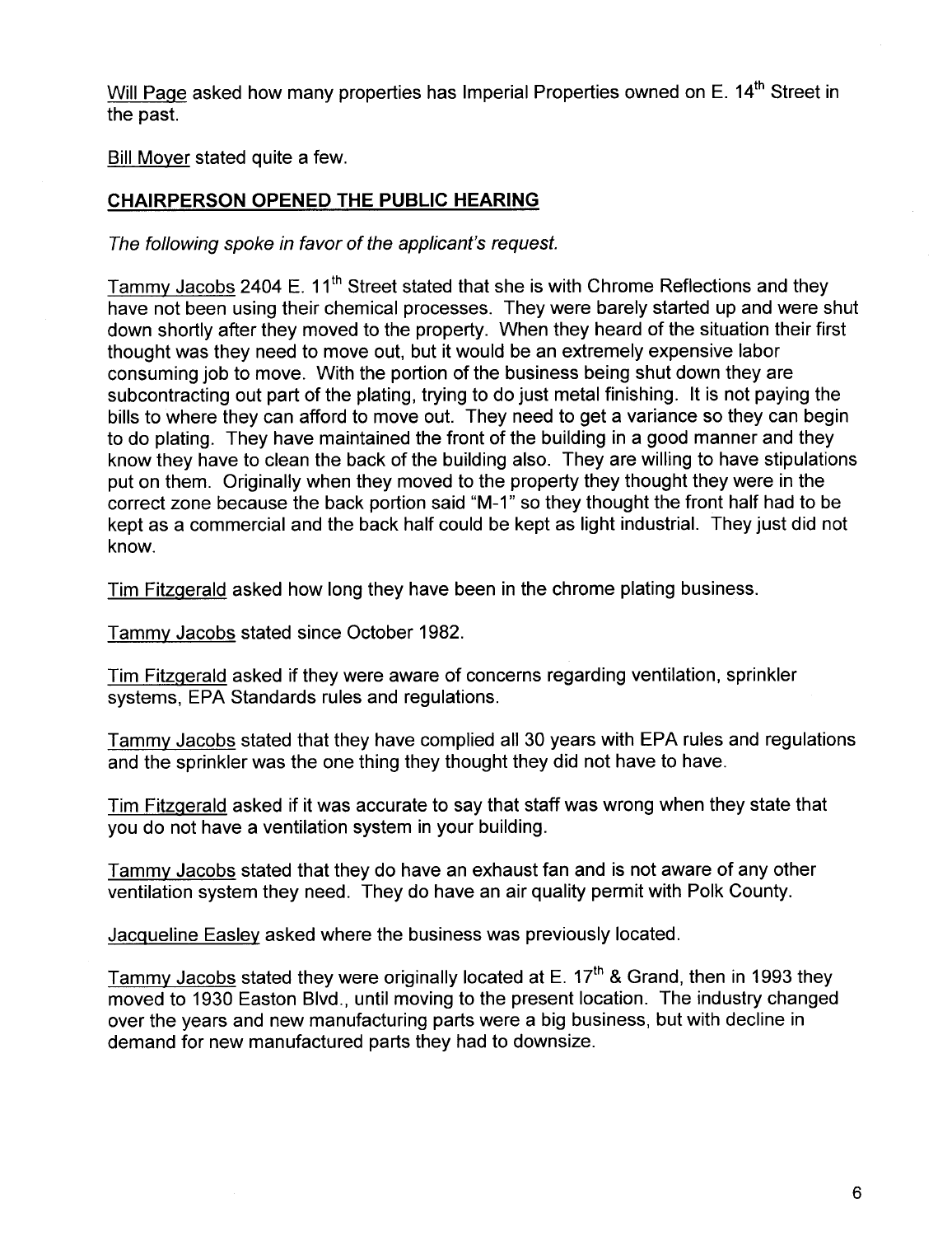Will Page asked how many properties has Imperial Properties owned on E. 14th Street in the past.

Bill Moyer stated quite a few.

**CHAIRPERSON OPENED THE PUBLIC HEARING**

*The following spoke in favor of the applicant's request.*

Tammy Jacobs 2404 E. 11th Street stated that she is with Chrome Reflections and they have not been using their chemical processes. They were barely started up and were shut down shortly after they moved to the property. When they heard of the situation their first thought was they need to move out, but it would be an extremely expensive labor consuming job to move. With the portion of the business being shut down they are subcontracting out part of the plating, trying to do just metal finishing. It is not paying the bills to where they can afford to move out. They need to get a variance so they can begin to do plating. They have maintained the front of the building in a good manner and they know they have to clean the back of the building also. They are willing to have stipulations put on them. Originally when they moved to the property they thought they were in the correct zone because the back portion said "M-1" so they thought the front half had to be kept as a commercial and the back half could be kept as light industrial. They just did not know.

Tim Fitzgerald asked how long they have been in the chrome plating business.

Tammy Jacobs stated since October 1982.

Tim Fitzgerald asked if they were aware of concerns regarding ventilation, sprinkler systems, EPA Standards rules and regulations.

Tammy Jacobs stated that they have complied all 30 years with EPA rules and regulations and the sprinkler was the one thing they thought they did not have to have.

Tim Fitzgerald asked if it was accurate to say that staff was wrong when they state that you do not have a ventilation system in your building.

Tammy Jacobs stated that they do have an exhaust fan and is not aware of any other ventilation system they need. They do have an air quality permit with Polk County.

Jacqueline Easley asked where the business was previously located.

Tammy Jacobs stated they were originally located at E. 17th & Grand, then in 1993 they moved to 1930 Easton Blvd., until moving to the present location. The industry changed over the years and new manufacturing parts were a big business, but with decline in demand for new manufactured parts they had to downsize.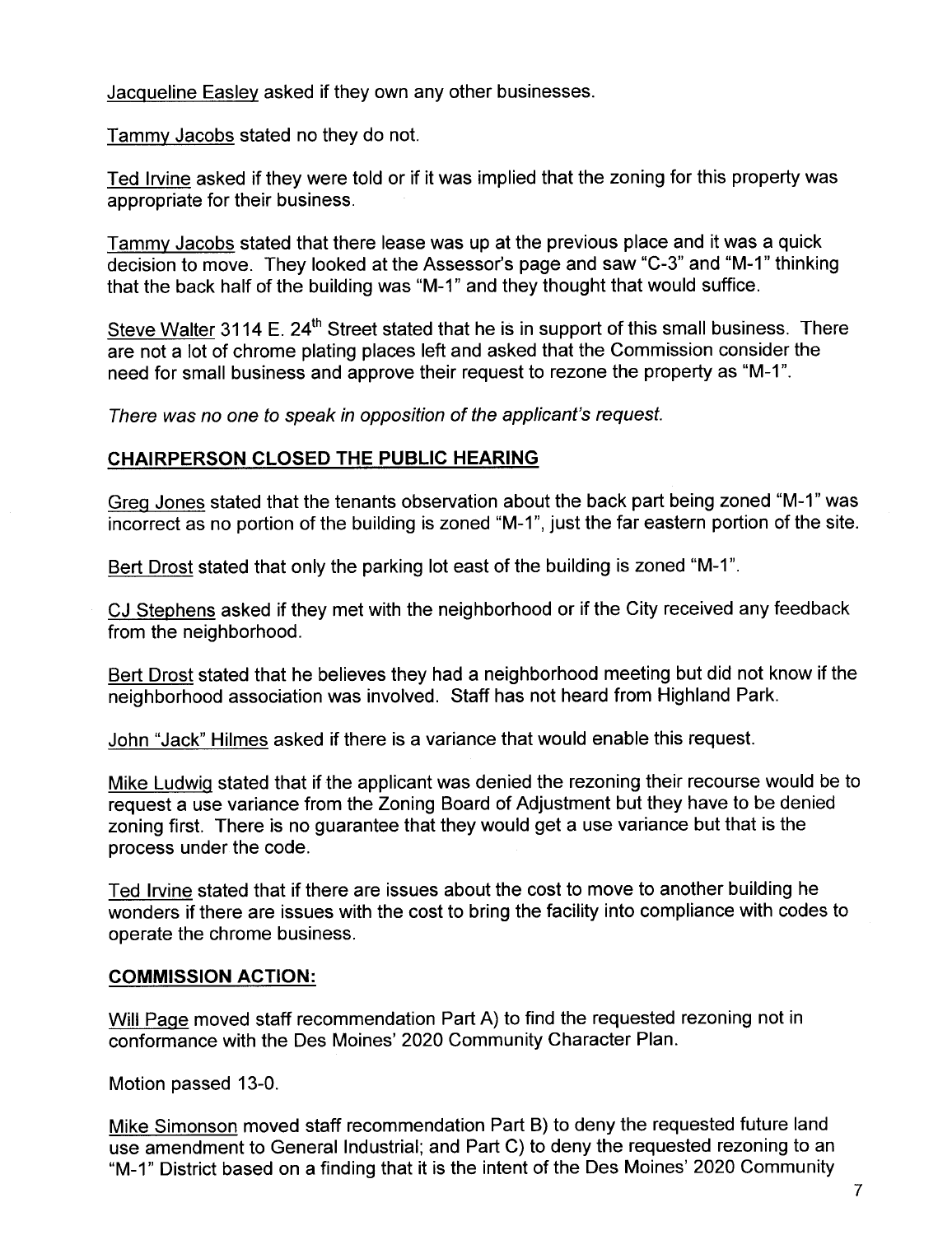Jacqueline Easley asked if they own any other businesses.

Tammy Jacobs stated no they do not.

Ted Irvine asked if they were told or if it was implied that the zoning for this property was appropriate for their business.

Tammy Jacobs stated that there lease was up at the previous place and it was a quick decision to move. They looked at the Assessor's page and saw "C-3" and "M-1" thinking that the back half of the building was "M-1" and they thought that would suffice.

Steve Walter 3114 E. 24th Street stated that he is in support of this small business. There are not a lot of chrome plating places left and asked that the Commission consider the need for small business and approve their request to rezone the property as "M-1".

*There was no one to speak in opposition of the applicant's request.*

## CHAIRPERSON CLOSED THE PUBLIC HEARING

Greg Jones stated that the tenants observation about the back part being zoned "M-1" was incorrect as no portion of the building is zoned "M-1", just the far eastern portion of the site.

Bert Drost stated that only the parking lot east of the building is zoned "M-1".

CJ Stephens asked if they met with the neighborhood or if the City received any feedback from the neighborhood.

Bert Drost stated that he believes they had a neighborhood meeting but did not know if the neighborhood association was involved. Staff has not heard from Highland Park.

John "Jack" Hilmes asked if there is a variance that would enable this request.

Mike Ludwig stated that if the applicant was denied the rezoning their recourse would be to request a use variance from the Zoning Board of Adjustment but they have to be denied zoning first. There is no guarantee that they would get a use variance but that is the process under the code.

Ted Irvine stated that if there are issues about the cost to move to another building he wonders if there are issues with the cost to bring the facility into compliance with codes to operate the chrome business.

## COMMISSION ACTION:

Will Page moved staff recommendation Part A) to find the requested rezoning not in conformance with the Des Moines' 2020 Community Character Plan.

Motion passed 13-0.

Mike Simonson moved staff recommendation Part B) to deny the requested future land use amendment to General Industrial; and Part C) to deny the requested rezoning to an "M-1" District based on a finding that it is the intent of the Des Moines' 2020 Community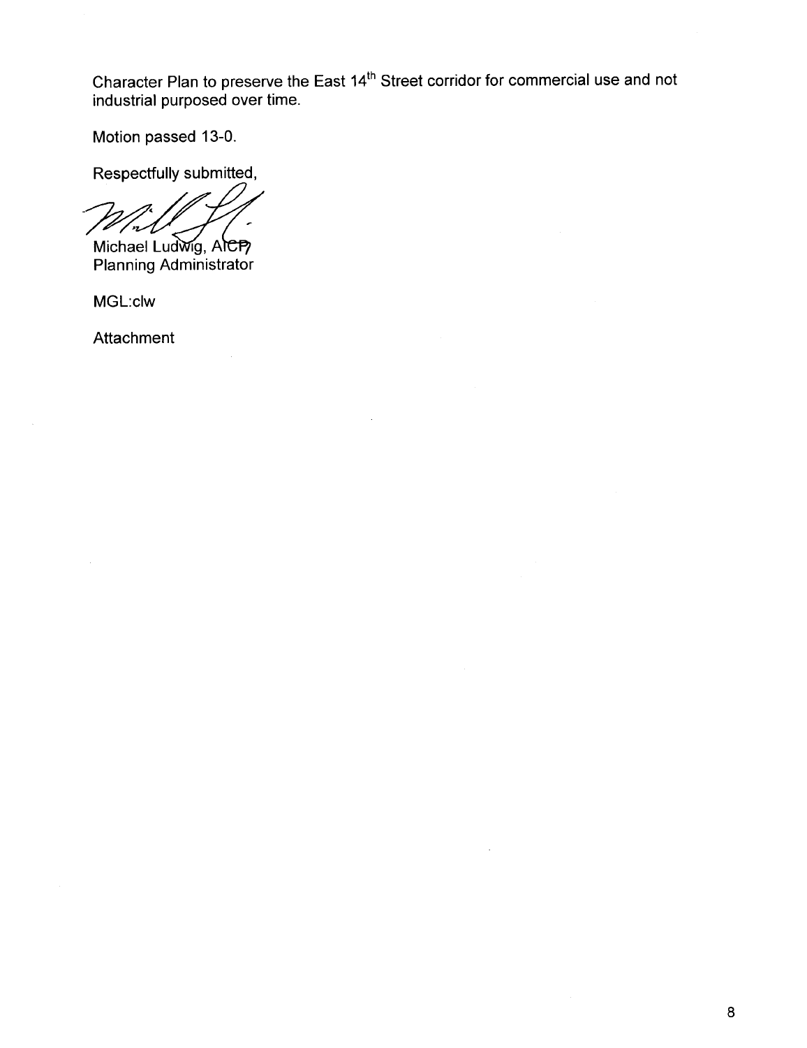Character Plan to preserve the East 14th Street corridor for commercial use and not industrial purposed over time.

Motion passed 13-0.

Respectfully submitted,

Michael Ludwig, AICP
Planning Administrator

MGL:clw

Attachment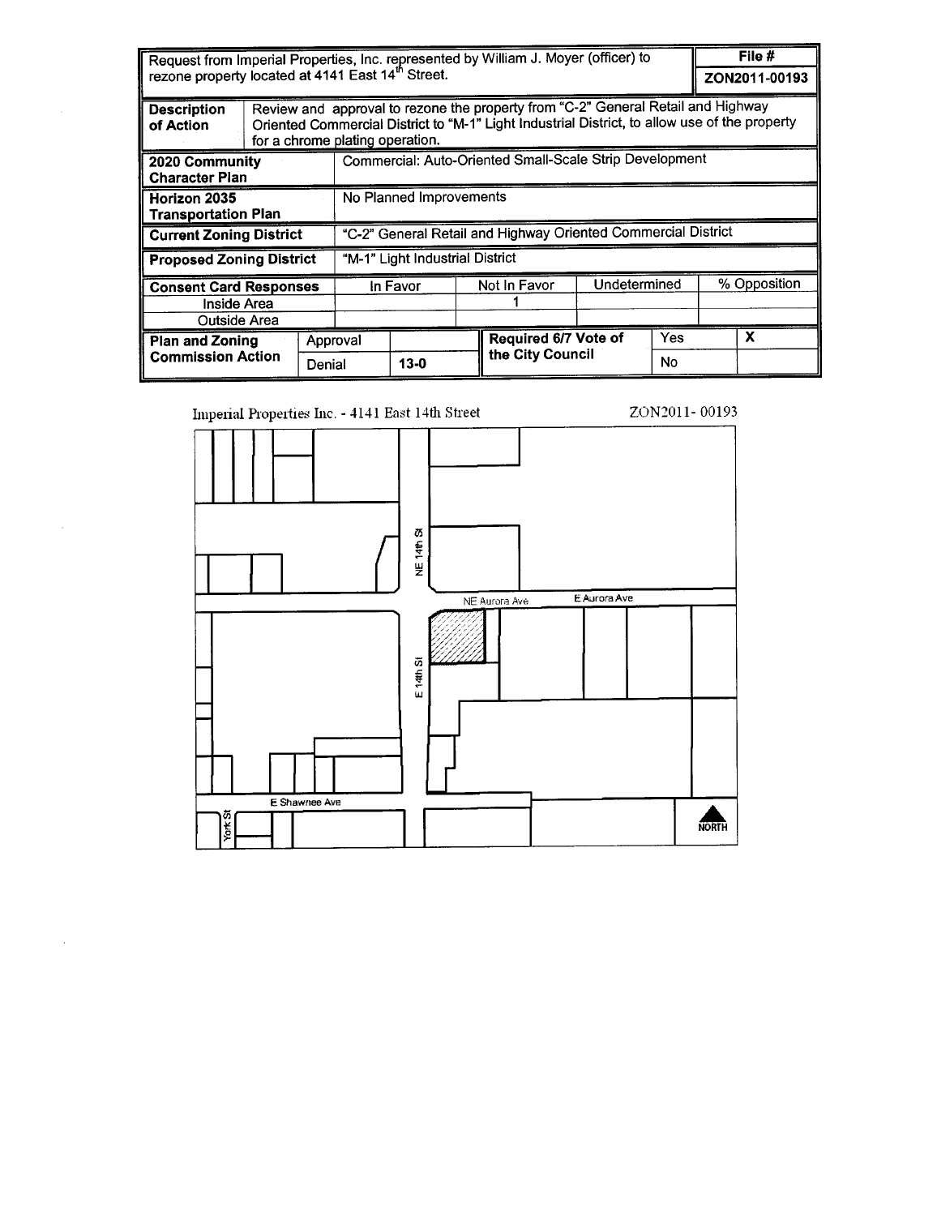| Request from Imperial Properties, Inc. represented by William J. Moyer (officer) to rezone property located at 4141 East 14th Street. | | | | | | | File # ZON2011-00193 |
|---|---|---|---|---|---|---|---|
| **Description of Action** | Review and approval to rezone the property from "C-2" General Retail and Highway Oriented Commercial District to "M-1" Light Industrial District, to allow use of the property for a chrome plating operation. | | | | | | |
| **2020 Community Character Plan** | Commercial: Auto-Oriented Small-Scale Strip Development | | | | | | |
| **Horizon 2035 Transportation Plan** | No Planned Improvements | | | | | | |
| **Current Zoning District** | "C-2" General Retail and Highway Oriented Commercial District | | | | | | |
| **Proposed Zoning District** | "M-1" Light Industrial District | | | | | | |
| **Consent Card Responses** | | In Favor | | Not In Favor | Undetermined | | % Opposition |
| Inside Area | | | | 1 | | | |
| Outside Area | | | | | | | |
| **Plan and Zoning Commission Action** | Approval | | | **Required 6/7 Vote of the City Council** | Yes | | X |
| | Denial | 13-0 | | | No | | |

Imperial Properties Inc. - 4141 East 14th Street

ZON2011- 00193

NE 14th St

NE Aurora Ave

E Aurora Ave

E 14th St

E Shawnee Ave

York St

NORTH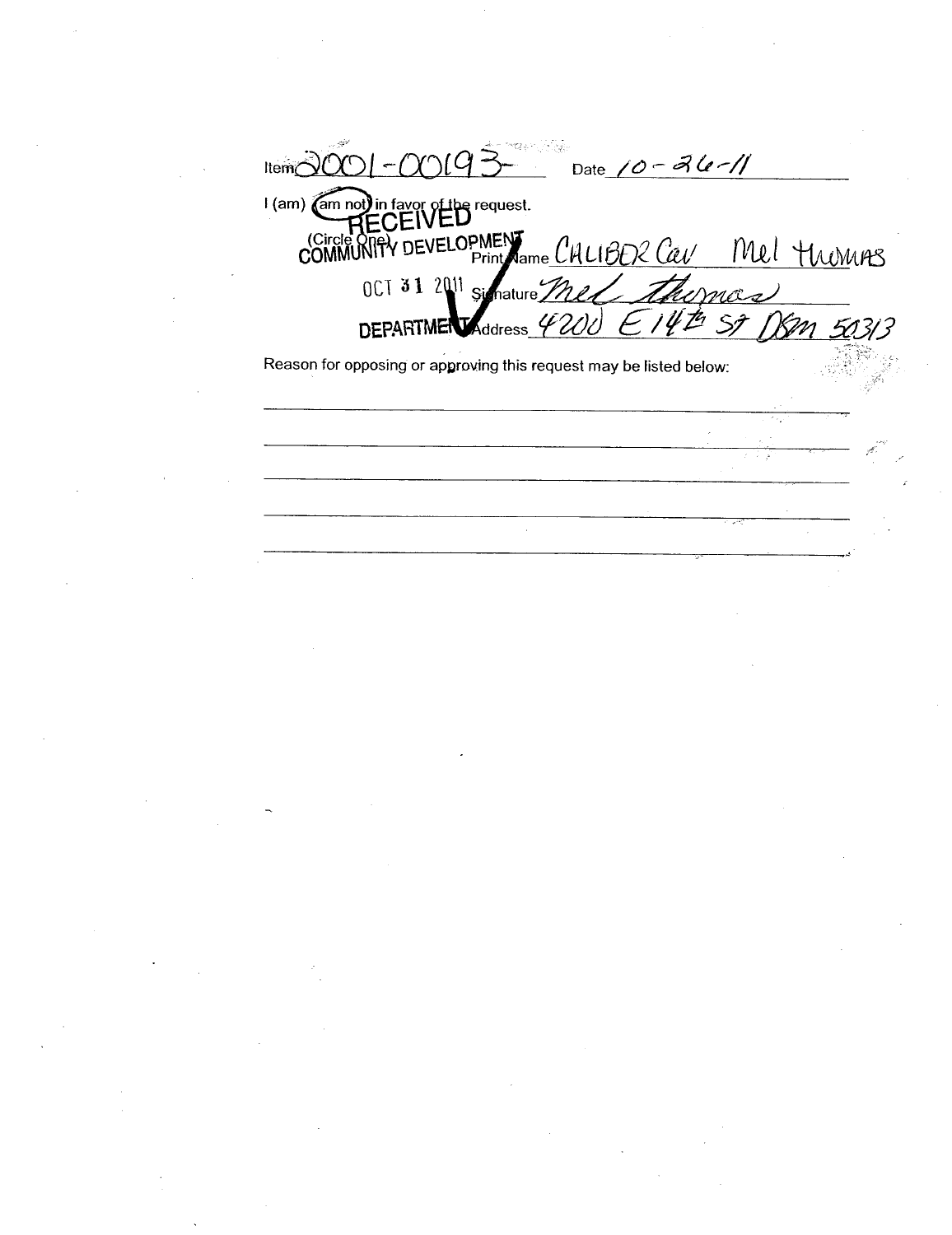Item 2001-00193- Date 10-26-11

I (am) (am not) in favor of the request.

(Circle One)

RECEIVED
COMMUNITY DEVELOPMENT

OCT 31 2011

DEPARTMENT

Print Name CALIBER Car Mel thomas

Signature Mel thomas

Address 4200 E 14th St DSM 50313

Reason for opposing or approving this request may be listed below:

\_\_\_\_\_\_\_\_\_\_\_\_\_\_\_\_\_\_\_\_\_\_\_\_\_\_\_\_\_\_\_\_\_\_\_\_\_\_\_\_\_\_\_\_\_\_\_\_\_\_\_\_\_\_\_\_\_\_

\_\_\_\_\_\_\_\_\_\_\_\_\_\_\_\_\_\_\_\_\_\_\_\_\_\_\_\_\_\_\_\_\_\_\_\_\_\_\_\_\_\_\_\_\_\_\_\_\_\_\_\_\_\_\_\_\_\_

\_\_\_\_\_\_\_\_\_\_\_\_\_\_\_\_\_\_\_\_\_\_\_\_\_\_\_\_\_\_\_\_\_\_\_\_\_\_\_\_\_\_\_\_\_\_\_\_\_\_\_\_\_\_\_\_\_\_

\_\_\_\_\_\_\_\_\_\_\_\_\_\_\_\_\_\_\_\_\_\_\_\_\_\_\_\_\_\_\_\_\_\_\_\_\_\_\_\_\_\_\_\_\_\_\_\_\_\_\_\_\_\_\_\_\_\_

\_\_\_\_\_\_\_\_\_\_\_\_\_\_\_\_\_\_\_\_\_\_\_\_\_\_\_\_\_\_\_\_\_\_\_\_\_\_\_\_\_\_\_\_\_\_\_\_\_\_\_\_\_\_\_\_\_\_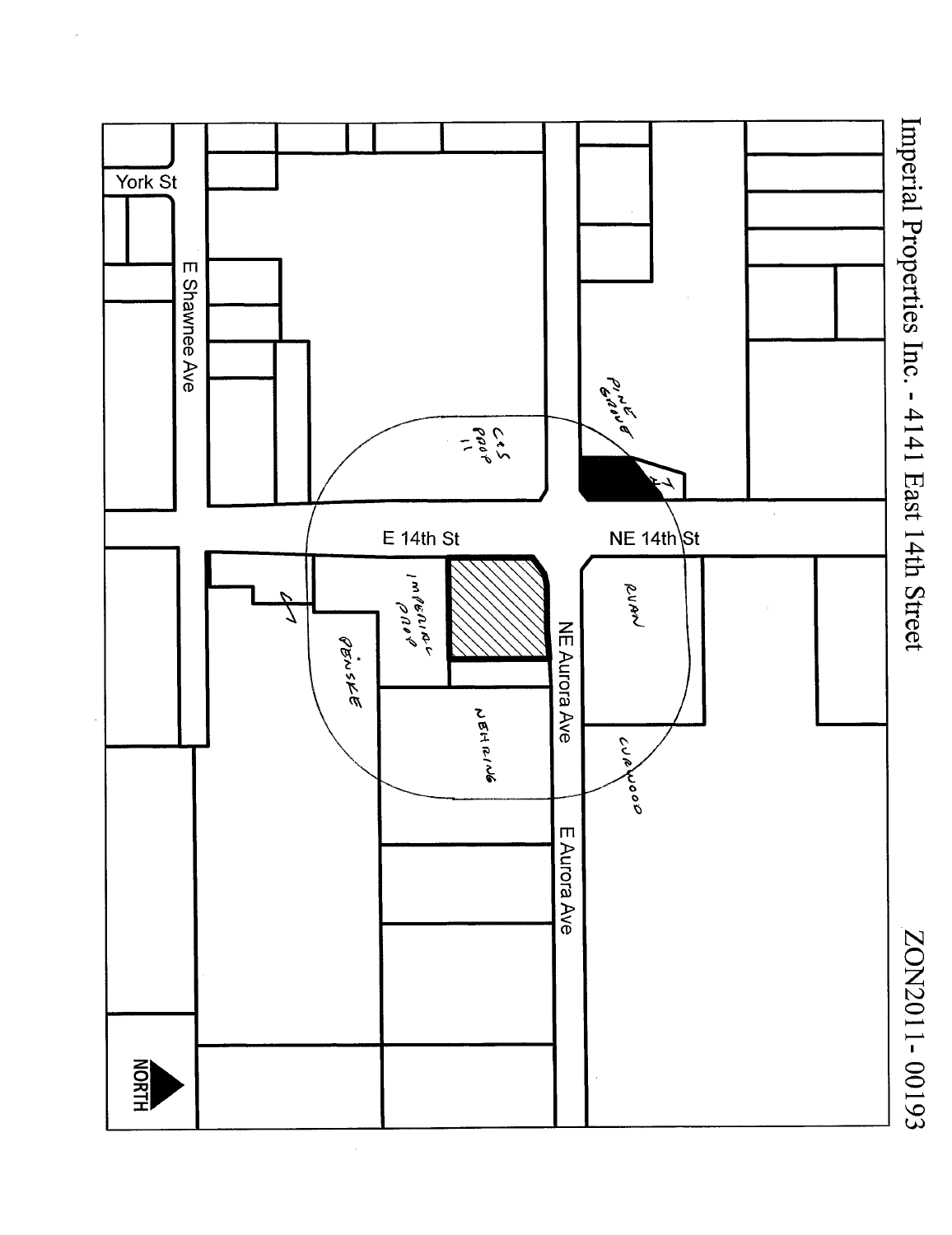# Imperial Properties Inc. - 4141 East 14th Street

ZON2011-00193

York St

E Shawnee Ave

E 14th St

NE 14th St

NE Aurora Ave

E Aurora Ave

NORTH